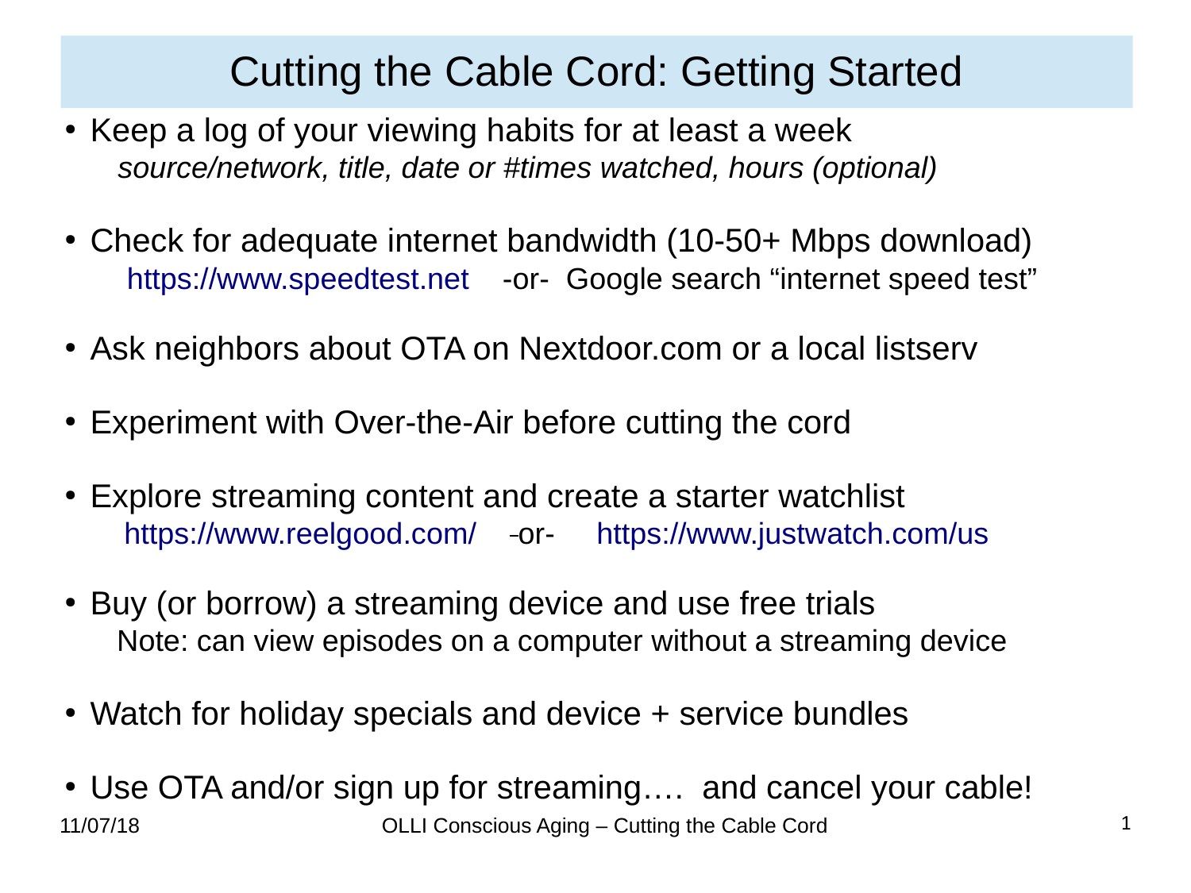# Cutting the Cable Cord: Getting Started

- Keep a log of your viewing habits for at least a week
  *source/network, title, date or #times watched, hours (optional)*
- Check for adequate internet bandwidth (10-50+ Mbps download)
  https://www.speedtest.net -or- Google search "internet speed test"
- Ask neighbors about OTA on Nextdoor.com or a local listserv
- Experiment with Over-the-Air before cutting the cord
- Explore streaming content and create a starter watchlist
  https://www.reelgood.com/ -or- https://www.justwatch.com/us
- Buy (or borrow) a streaming device and use free trials
  Note: can view episodes on a computer without a streaming device
- Watch for holiday specials and device + service bundles
- Use OTA and/or sign up for streaming…. and cancel your cable!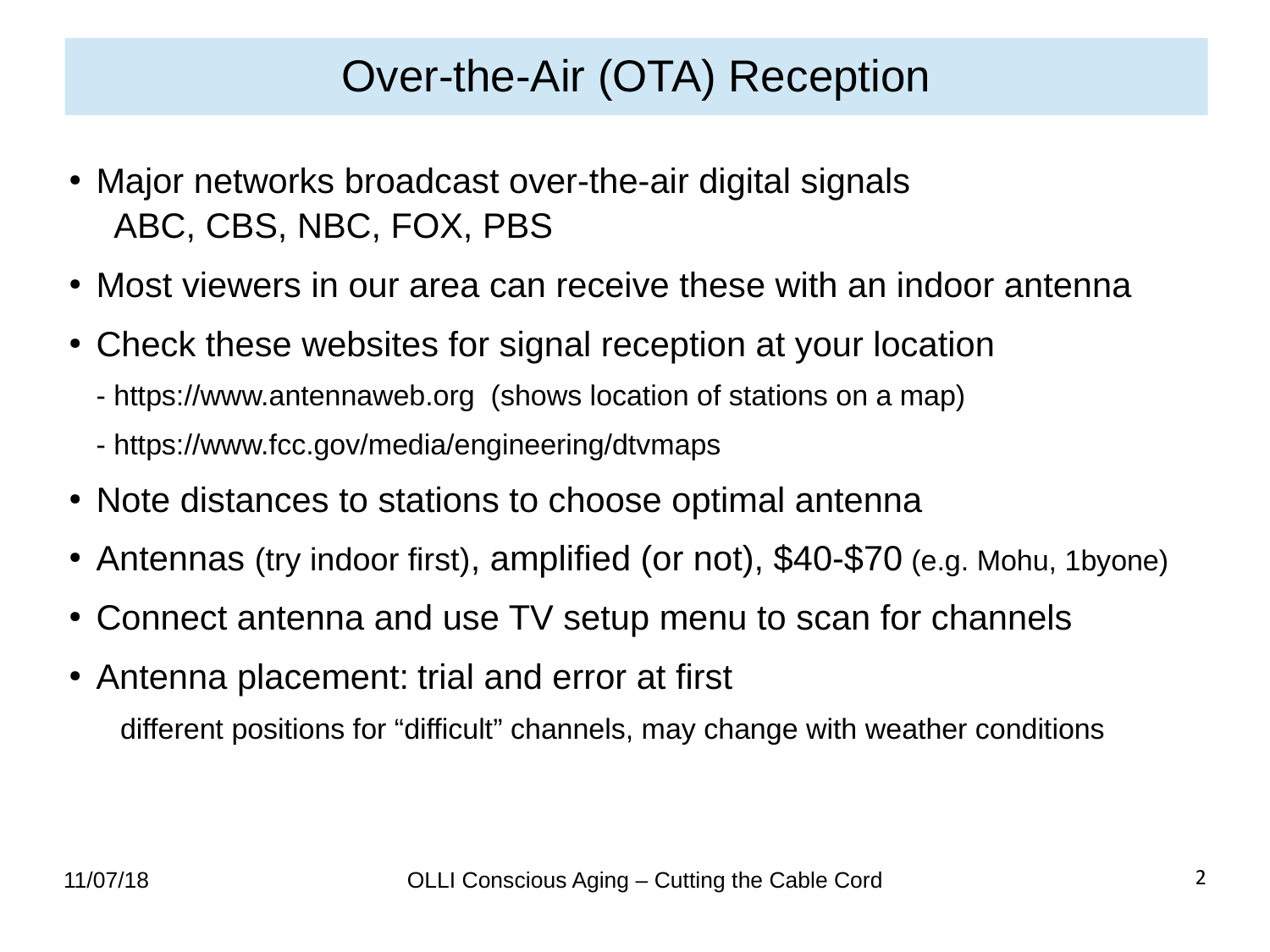# Over-the-Air (OTA) Reception

- Major networks broadcast over-the-air digital signals
  ABC, CBS, NBC, FOX, PBS
- Most viewers in our area can receive these with an indoor antenna
- Check these websites for signal reception at your location
  - https://www.antennaweb.org (shows location of stations on a map)
  - https://www.fcc.gov/media/engineering/dtvmaps
- Note distances to stations to choose optimal antenna
- Antennas (try indoor first), amplified (or not), $40-$70 (e.g. Mohu, 1byone)
- Connect antenna and use TV setup menu to scan for channels
- Antenna placement: trial and error at first
  different positions for "difficult" channels, may change with weather conditions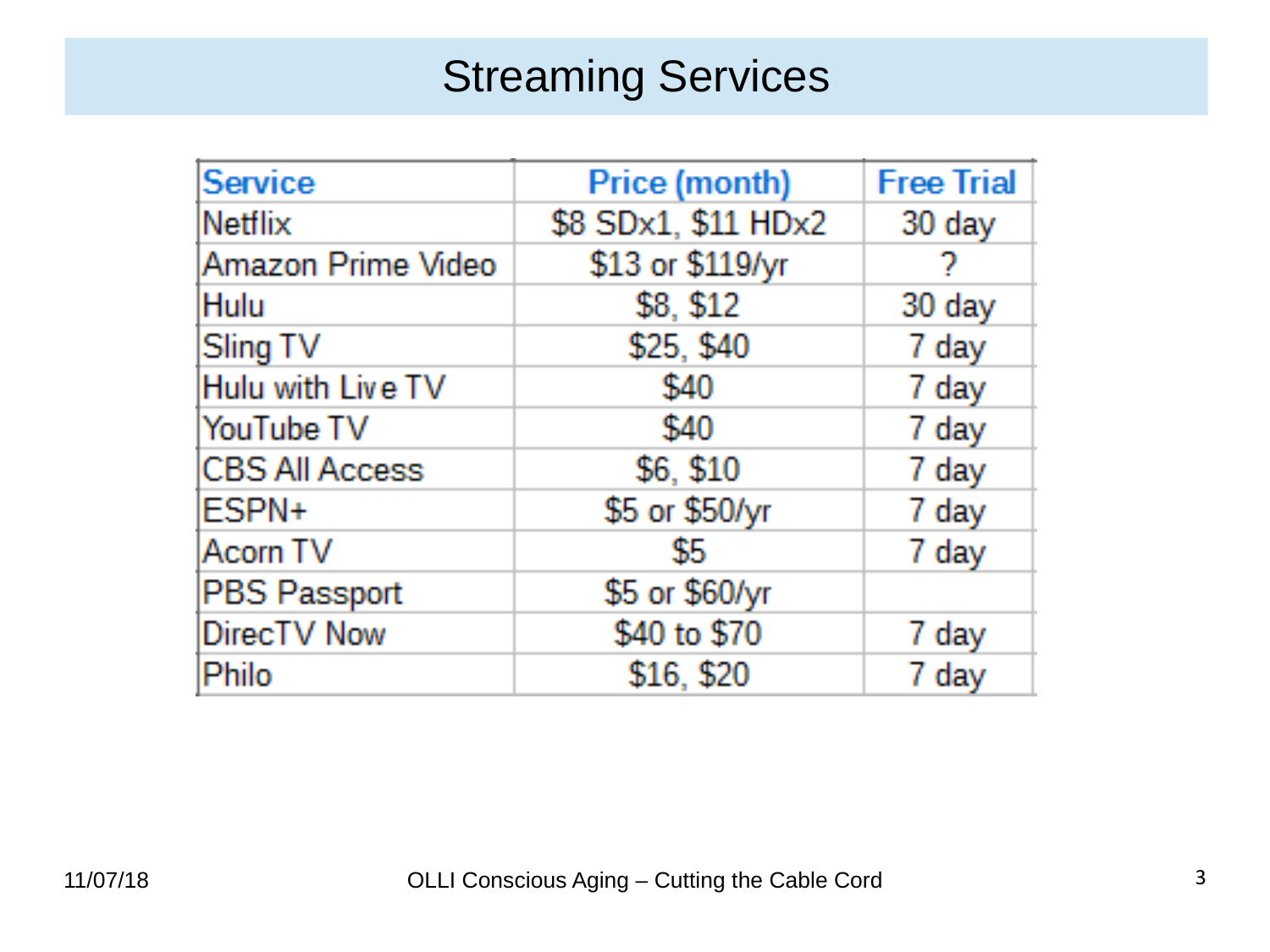# Streaming Services

| Service | Price (month) | Free Trial |
|---|---|---|
| Netflix | $8 SDx1, $11 HDx2 | 30 day |
| Amazon Prime Video | $13 or $119/yr | ? |
| Hulu | $8, $12 | 30 day |
| Sling TV | $25, $40 | 7 day |
| Hulu with Live TV | $40 | 7 day |
| YouTube TV | $40 | 7 day |
| CBS All Access | $6, $10 | 7 day |
| ESPN+ | $5 or $50/yr | 7 day |
| Acorn TV | $5 | 7 day |
| PBS Passport | $5 or $60/yr | |
| DirecTV Now | $40 to $70 | 7 day |
| Philo | $16, $20 | 7 day |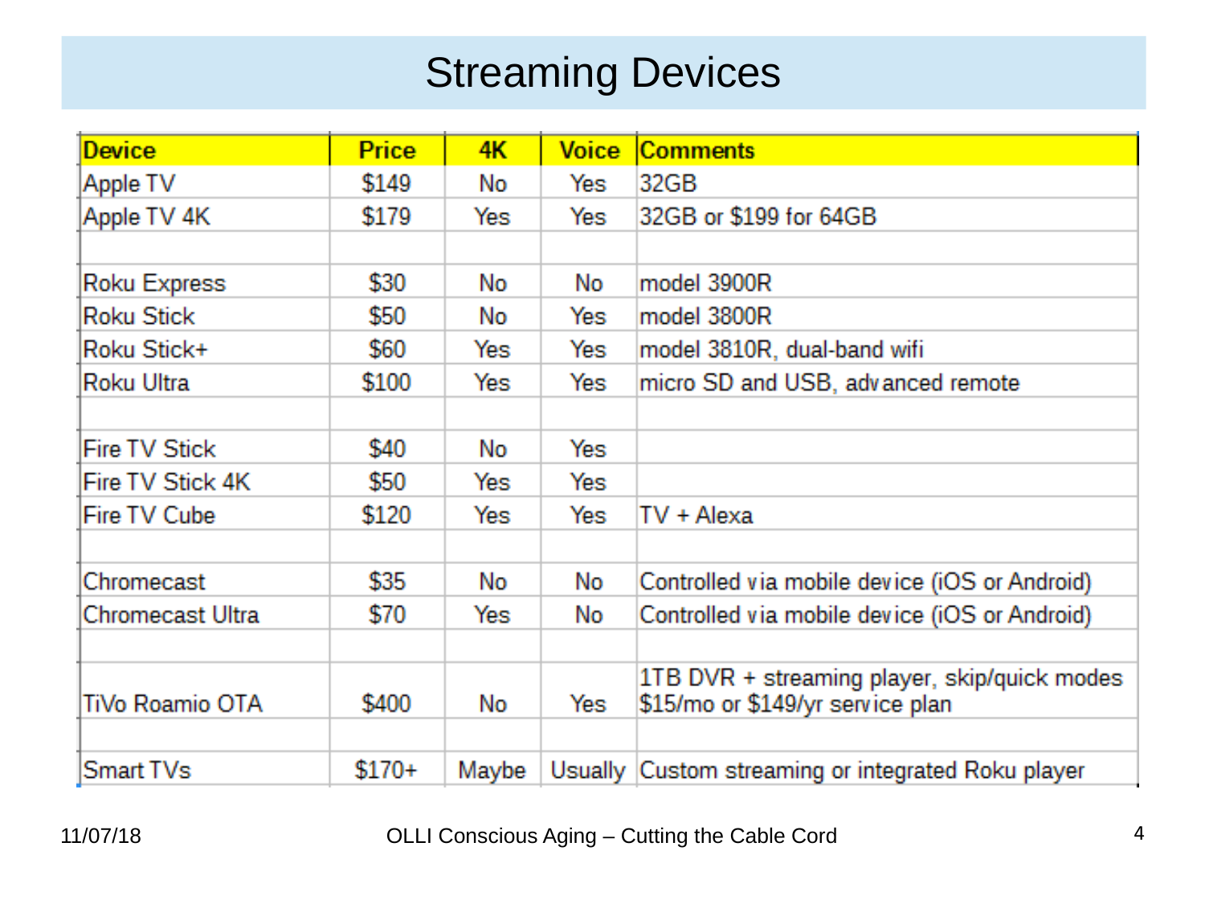# Streaming Devices

| Device | Price | 4K | Voice | Comments |
|---|---|---|---|---|
| Apple TV | $149 | No | Yes | 32GB |
| Apple TV 4K | $179 | Yes | Yes | 32GB or $199 for 64GB |
| | | | | |
| Roku Express | $30 | No | No | model 3900R |
| Roku Stick | $50 | No | Yes | model 3800R |
| Roku Stick+ | $60 | Yes | Yes | model 3810R, dual-band wifi |
| Roku Ultra | $100 | Yes | Yes | micro SD and USB, advanced remote |
| | | | | |
| Fire TV Stick | $40 | No | Yes | |
| Fire TV Stick 4K | $50 | Yes | Yes | |
| Fire TV Cube | $120 | Yes | Yes | TV + Alexa |
| | | | | |
| Chromecast | $35 | No | No | Controlled via mobile device (iOS or Android) |
| Chromecast Ultra | $70 | Yes | No | Controlled via mobile device (iOS or Android) |
| | | | | |
| TiVo Roamio OTA | $400 | No | Yes | 1TB DVR + streaming player, skip/quick modes $15/mo or $149/yr service plan |
| | | | | |
| Smart TVs | $170+ | Maybe | Usually | Custom streaming or integrated Roku player |

11/07/18 OLLI Conscious Aging – Cutting the Cable Cord